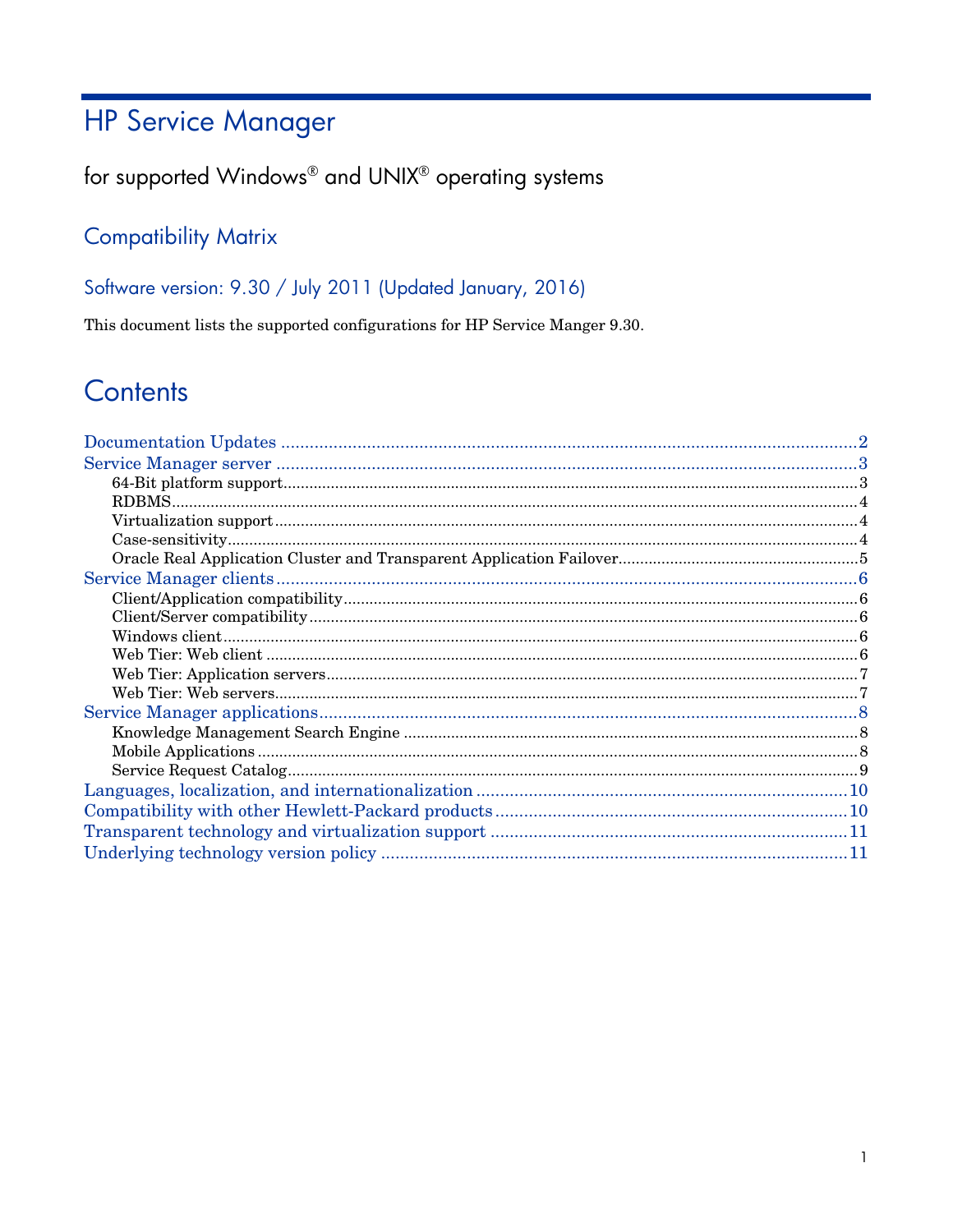# HP Service Manager

## for supported Windows® and UNIX® operating systems

### Compatibility Matrix

### Software version: 9.30 / July 2011 (Updated January, 2016)

This document lists the supported configurations for HP Service Manger 9.30.

# Contents

- Documentation Updates ........ 2
- Service Manager server ........ 3
  - 64-Bit platform support ........ 3
  - RDBMS ........ 4
  - Virtualization support ........ 4
  - Case-sensitivity ........ 4
  - Oracle Real Application Cluster and Transparent Application Failover ........ 5
- Service Manager clients ........ 6
  - Client/Application compatibility ........ 6
  - Client/Server compatibility ........ 6
  - Windows client ........ 6
  - Web Tier: Web client ........ 6
  - Web Tier: Application servers ........ 7
  - Web Tier: Web servers ........ 7
- Service Manager applications ........ 8
  - Knowledge Management Search Engine ........ 8
  - Mobile Applications ........ 8
  - Service Request Catalog ........ 9
- Languages, localization, and internationalization ........ 10
- Compatibility with other Hewlett-Packard products ........ 10
- Transparent technology and virtualization support ........ 11
- Underlying technology version policy ........ 11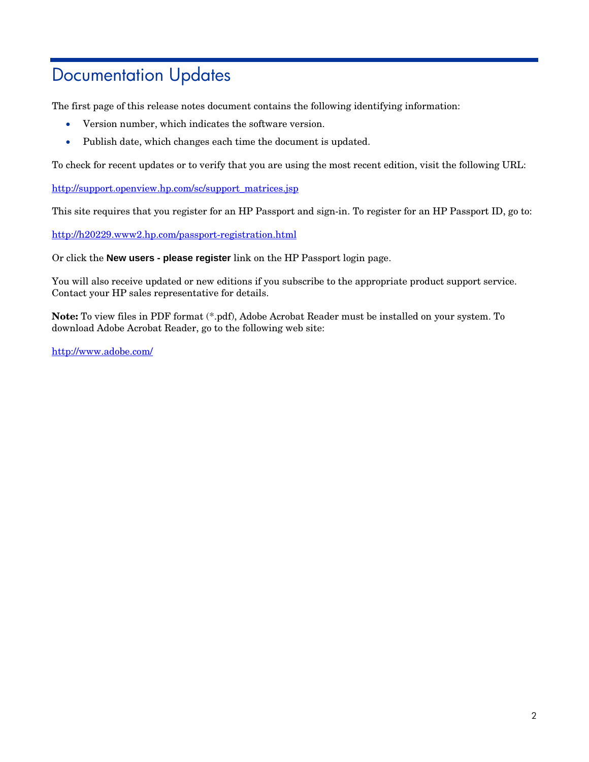# Documentation Updates

The first page of this release notes document contains the following identifying information:

- Version number, which indicates the software version.
- Publish date, which changes each time the document is updated.

To check for recent updates or to verify that you are using the most recent edition, visit the following URL:

http://support.openview.hp.com/sc/support_matrices.jsp

This site requires that you register for an HP Passport and sign-in. To register for an HP Passport ID, go to:

http://h20229.www2.hp.com/passport-registration.html

Or click the **New users - please register** link on the HP Passport login page.

You will also receive updated or new editions if you subscribe to the appropriate product support service. Contact your HP sales representative for details.

**Note:** To view files in PDF format (*.pdf), Adobe Acrobat Reader must be installed on your system. To download Adobe Acrobat Reader, go to the following web site:

http://www.adobe.com/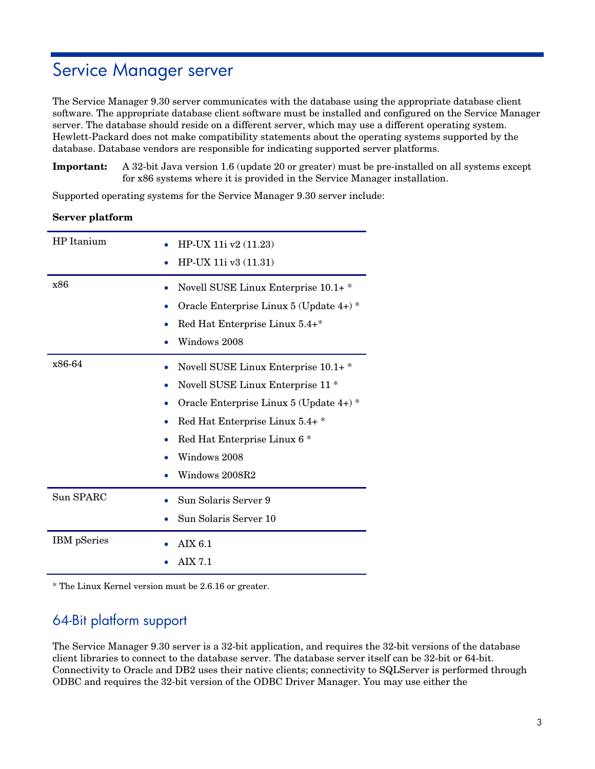# Service Manager server

The Service Manager 9.30 server communicates with the database using the appropriate database client software. The appropriate database client software must be installed and configured on the Service Manager server. The database should reside on a different server, which may use a different operating system. Hewlett-Packard does not make compatibility statements about the operating systems supported by the database. Database vendors are responsible for indicating supported server platforms.

**Important:** A 32-bit Java version 1.6 (update 20 or greater) must be pre-installed on all systems except for x86 systems where it is provided in the Service Manager installation.

Supported operating systems for the Service Manager 9.30 server include:

**Server platform**

| | |
|---|---|
| HP Itanium | • HP-UX 11i v2 (11.23)<br>• HP-UX 11i v3 (11.31) |
| x86 | • Novell SUSE Linux Enterprise 10.1+ *<br>• Oracle Enterprise Linux 5 (Update 4+) *<br>• Red Hat Enterprise Linux 5.4+*<br>• Windows 2008 |
| x86-64 | • Novell SUSE Linux Enterprise 10.1+ *<br>• Novell SUSE Linux Enterprise 11 *<br>• Oracle Enterprise Linux 5 (Update 4+) *<br>• Red Hat Enterprise Linux 5.4+ *<br>• Red Hat Enterprise Linux 6 *<br>• Windows 2008<br>• Windows 2008R2 |
| Sun SPARC | • Sun Solaris Server 9<br>• Sun Solaris Server 10 |
| IBM pSeries | • AIX 6.1<br>• AIX 7.1 |

* The Linux Kernel version must be 2.6.16 or greater.

## 64-Bit platform support

The Service Manager 9.30 server is a 32-bit application, and requires the 32-bit versions of the database client libraries to connect to the database server. The database server itself can be 32-bit or 64-bit. Connectivity to Oracle and DB2 uses their native clients; connectivity to SQLServer is performed through ODBC and requires the 32-bit version of the ODBC Driver Manager. You may use either the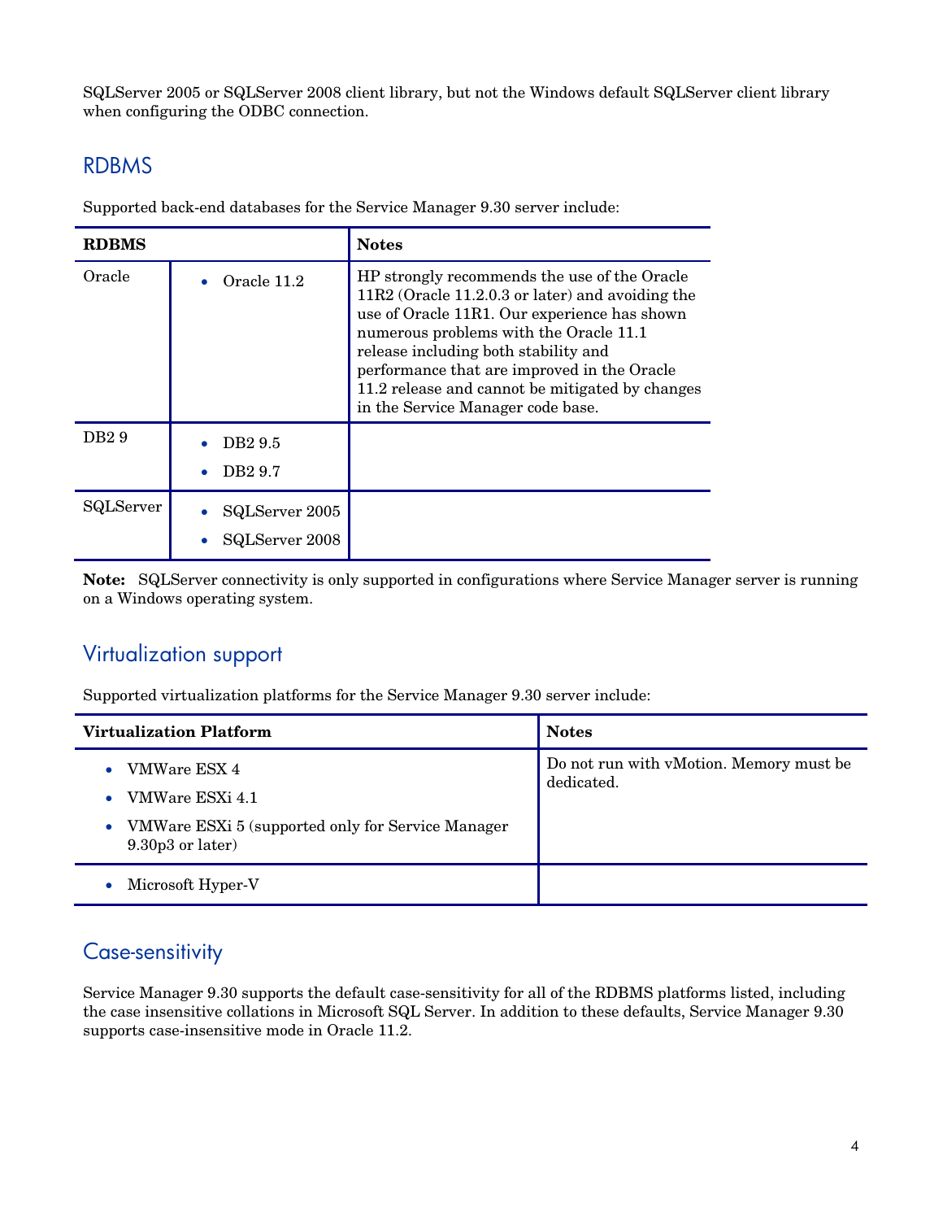SQLServer 2005 or SQLServer 2008 client library, but not the Windows default SQLServer client library when configuring the ODBC connection.

## RDBMS

Supported back-end databases for the Service Manager 9.30 server include:

| RDBMS | | Notes |
|---|---|---|
| Oracle | • Oracle 11.2 | HP strongly recommends the use of the Oracle 11R2 (Oracle 11.2.0.3 or later) and avoiding the use of Oracle 11R1. Our experience has shown numerous problems with the Oracle 11.1 release including both stability and performance that are improved in the Oracle 11.2 release and cannot be mitigated by changes in the Service Manager code base. |
| DB2 9 | • DB2 9.5<br>• DB2 9.7 | |
| SQLServer | • SQLServer 2005<br>• SQLServer 2008 | |

**Note:** SQLServer connectivity is only supported in configurations where Service Manager server is running on a Windows operating system.

## Virtualization support

Supported virtualization platforms for the Service Manager 9.30 server include:

| Virtualization Platform | Notes |
|---|---|
| • VMWare ESX 4<br>• VMWare ESXi 4.1<br>• VMWare ESXi 5 (supported only for Service Manager 9.30p3 or later) | Do not run with vMotion. Memory must be dedicated. |
| • Microsoft Hyper-V | |

## Case-sensitivity

Service Manager 9.30 supports the default case-sensitivity for all of the RDBMS platforms listed, including the case insensitive collations in Microsoft SQL Server. In addition to these defaults, Service Manager 9.30 supports case-insensitive mode in Oracle 11.2.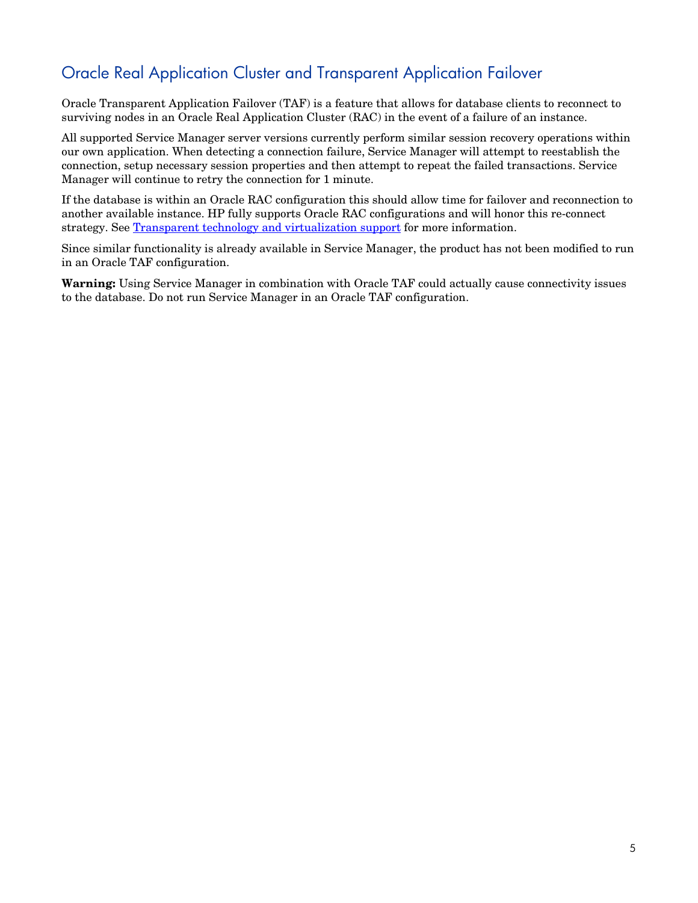## Oracle Real Application Cluster and Transparent Application Failover

Oracle Transparent Application Failover (TAF) is a feature that allows for database clients to reconnect to surviving nodes in an Oracle Real Application Cluster (RAC) in the event of a failure of an instance.

All supported Service Manager server versions currently perform similar session recovery operations within our own application. When detecting a connection failure, Service Manager will attempt to reestablish the connection, setup necessary session properties and then attempt to repeat the failed transactions. Service Manager will continue to retry the connection for 1 minute.

If the database is within an Oracle RAC configuration this should allow time for failover and reconnection to another available instance. HP fully supports Oracle RAC configurations and will honor this re-connect strategy. See Transparent technology and virtualization support for more information.

Since similar functionality is already available in Service Manager, the product has not been modified to run in an Oracle TAF configuration.

**Warning:** Using Service Manager in combination with Oracle TAF could actually cause connectivity issues to the database. Do not run Service Manager in an Oracle TAF configuration.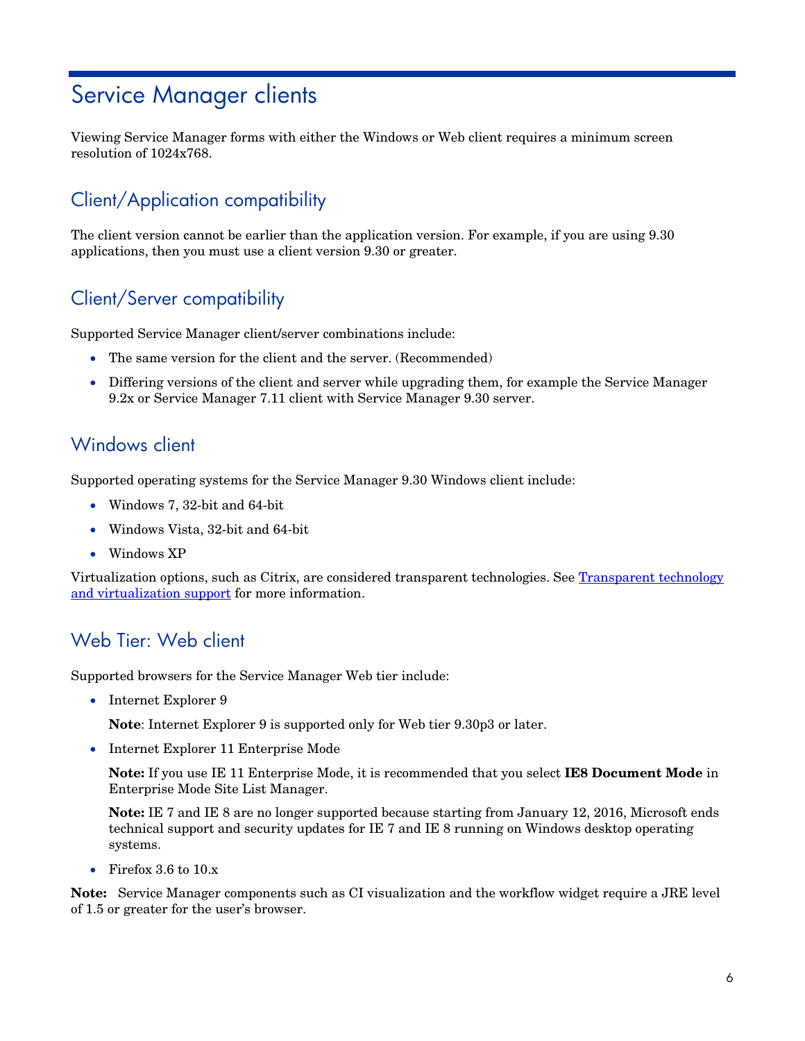# Service Manager clients

Viewing Service Manager forms with either the Windows or Web client requires a minimum screen resolution of 1024x768.

## Client/Application compatibility

The client version cannot be earlier than the application version. For example, if you are using 9.30 applications, then you must use a client version 9.30 or greater.

## Client/Server compatibility

Supported Service Manager client/server combinations include:

- The same version for the client and the server. (Recommended)
- Differing versions of the client and server while upgrading them, for example the Service Manager 9.2x or Service Manager 7.11 client with Service Manager 9.30 server.

## Windows client

Supported operating systems for the Service Manager 9.30 Windows client include:

- Windows 7, 32-bit and 64-bit
- Windows Vista, 32-bit and 64-bit
- Windows XP

Virtualization options, such as Citrix, are considered transparent technologies. See [Transparent technology and virtualization support]() for more information.

## Web Tier: Web client

Supported browsers for the Service Manager Web tier include:

- Internet Explorer 9

  **Note**: Internet Explorer 9 is supported only for Web tier 9.30p3 or later.

- Internet Explorer 11 Enterprise Mode

  **Note:** If you use IE 11 Enterprise Mode, it is recommended that you select **IE8 Document Mode** in Enterprise Mode Site List Manager.

  **Note:** IE 7 and IE 8 are no longer supported because starting from January 12, 2016, Microsoft ends technical support and security updates for IE 7 and IE 8 running on Windows desktop operating systems.

- Firefox 3.6 to 10.x

**Note:** Service Manager components such as CI visualization and the workflow widget require a JRE level of 1.5 or greater for the user's browser.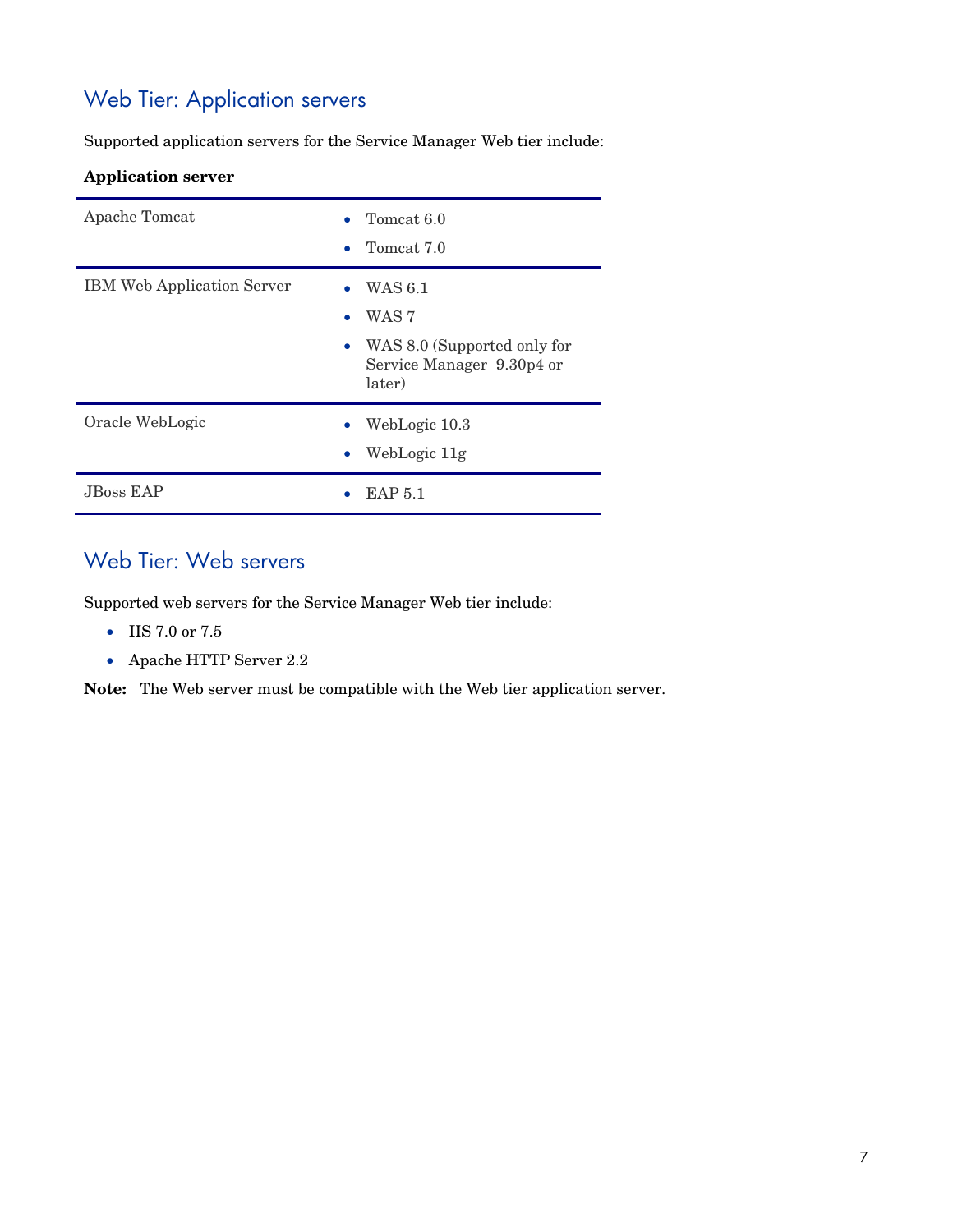## Web Tier: Application servers

Supported application servers for the Service Manager Web tier include:

| **Application server** | |
|---|---|
| Apache Tomcat | • Tomcat 6.0<br>• Tomcat 7.0 |
| IBM Web Application Server | • WAS 6.1<br>• WAS 7<br>• WAS 8.0 (Supported only for Service Manager 9.30p4 or later) |
| Oracle WebLogic | • WebLogic 10.3<br>• WebLogic 11g |
| JBoss EAP | • EAP 5.1 |

## Web Tier: Web servers

Supported web servers for the Service Manager Web tier include:

- IIS 7.0 or 7.5
- Apache HTTP Server 2.2

**Note:** The Web server must be compatible with the Web tier application server.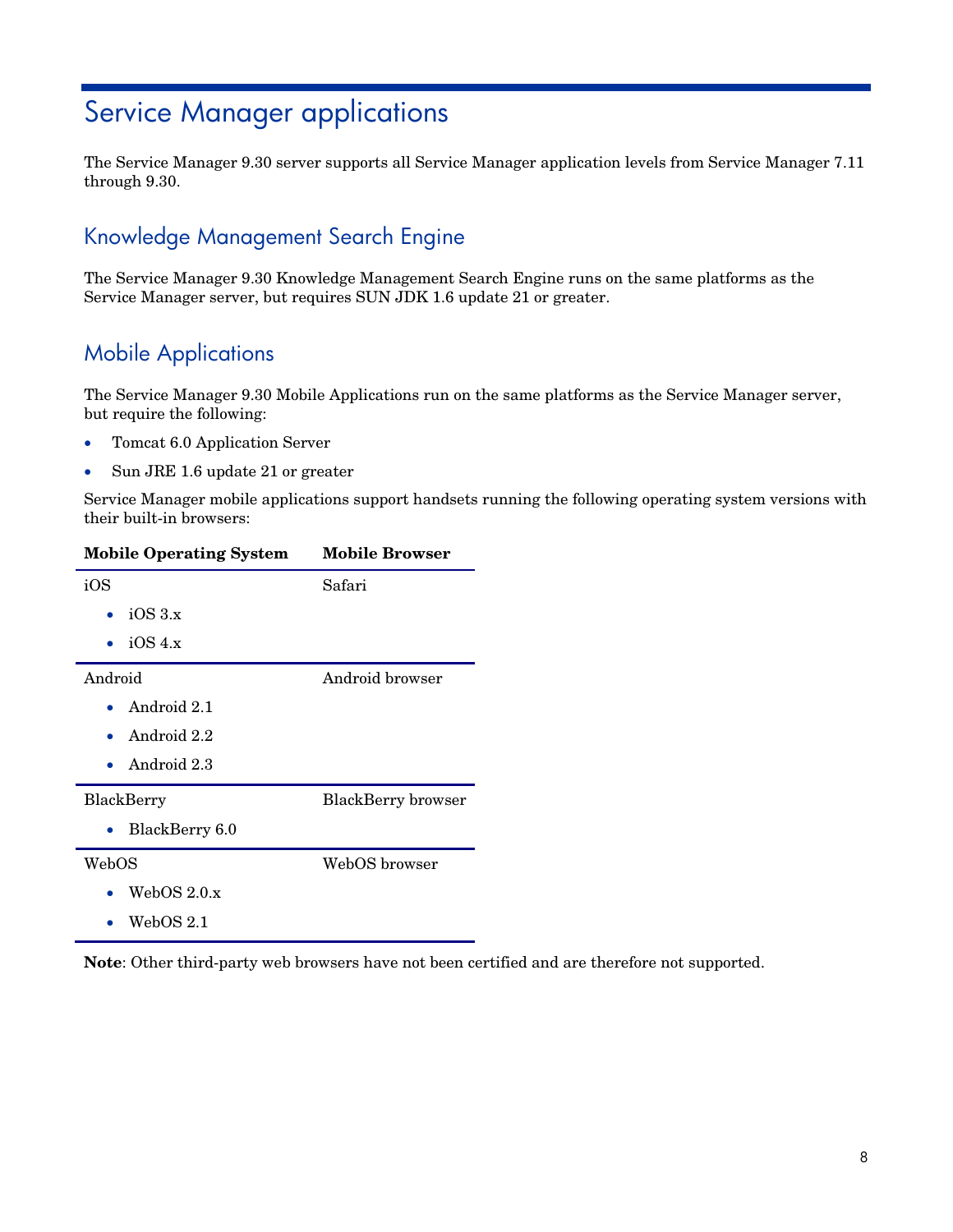# Service Manager applications

The Service Manager 9.30 server supports all Service Manager application levels from Service Manager 7.11 through 9.30.

## Knowledge Management Search Engine

The Service Manager 9.30 Knowledge Management Search Engine runs on the same platforms as the Service Manager server, but requires SUN JDK 1.6 update 21 or greater.

## Mobile Applications

The Service Manager 9.30 Mobile Applications run on the same platforms as the Service Manager server, but require the following:

- Tomcat 6.0 Application Server
- Sun JRE 1.6 update 21 or greater

Service Manager mobile applications support handsets running the following operating system versions with their built-in browsers:

| Mobile Operating System | Mobile Browser |
|---|---|
| iOS<br>• iOS 3.x<br>• iOS 4.x | Safari |
| Android<br>• Android 2.1<br>• Android 2.2<br>• Android 2.3 | Android browser |
| BlackBerry<br>• BlackBerry 6.0 | BlackBerry browser |
| WebOS<br>• WebOS 2.0.x<br>• WebOS 2.1 | WebOS browser |

**Note**: Other third-party web browsers have not been certified and are therefore not supported.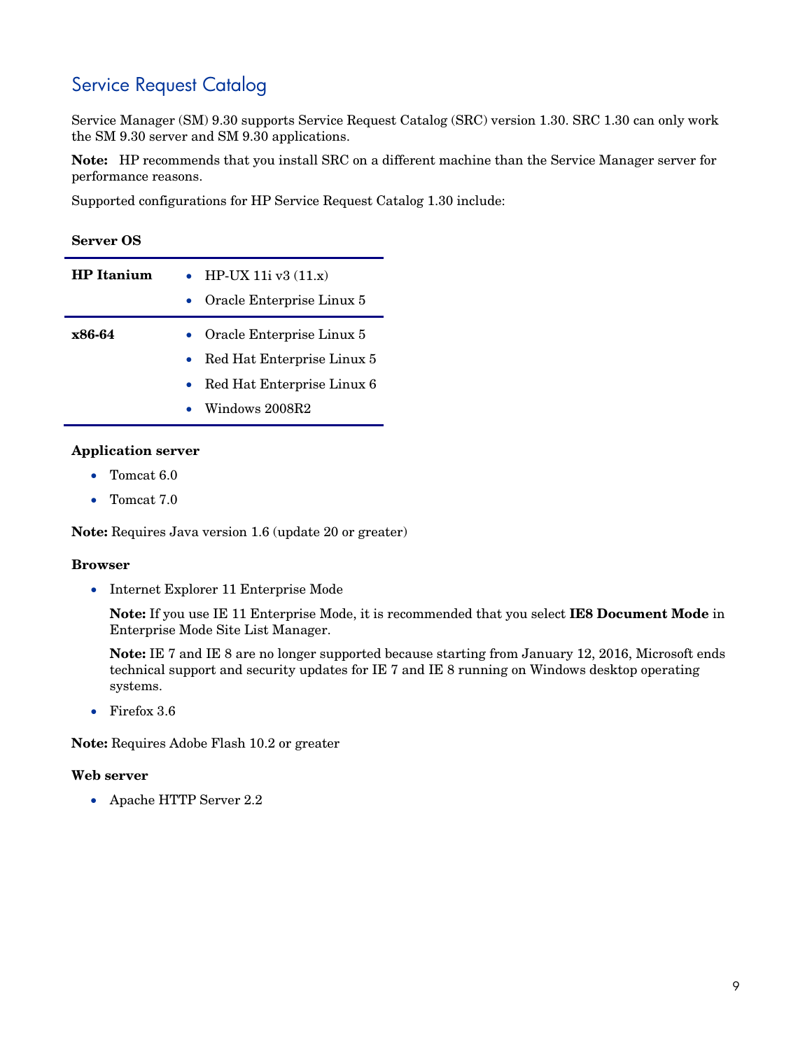## Service Request Catalog

Service Manager (SM) 9.30 supports Service Request Catalog (SRC) version 1.30. SRC 1.30 can only work the SM 9.30 server and SM 9.30 applications.

**Note:** HP recommends that you install SRC on a different machine than the Service Manager server for performance reasons.

Supported configurations for HP Service Request Catalog 1.30 include:

**Server OS**

| | |
|---|---|
| **HP Itanium** | • HP-UX 11i v3 (11.x)<br>• Oracle Enterprise Linux 5 |
| **x86-64** | • Oracle Enterprise Linux 5<br>• Red Hat Enterprise Linux 5<br>• Red Hat Enterprise Linux 6<br>• Windows 2008R2 |

**Application server**

- Tomcat 6.0
- Tomcat 7.0

**Note:** Requires Java version 1.6 (update 20 or greater)

**Browser**

- Internet Explorer 11 Enterprise Mode

  **Note:** If you use IE 11 Enterprise Mode, it is recommended that you select **IE8 Document Mode** in Enterprise Mode Site List Manager.

  **Note:** IE 7 and IE 8 are no longer supported because starting from January 12, 2016, Microsoft ends technical support and security updates for IE 7 and IE 8 running on Windows desktop operating systems.

- Firefox 3.6

**Note:** Requires Adobe Flash 10.2 or greater

**Web server**

- Apache HTTP Server 2.2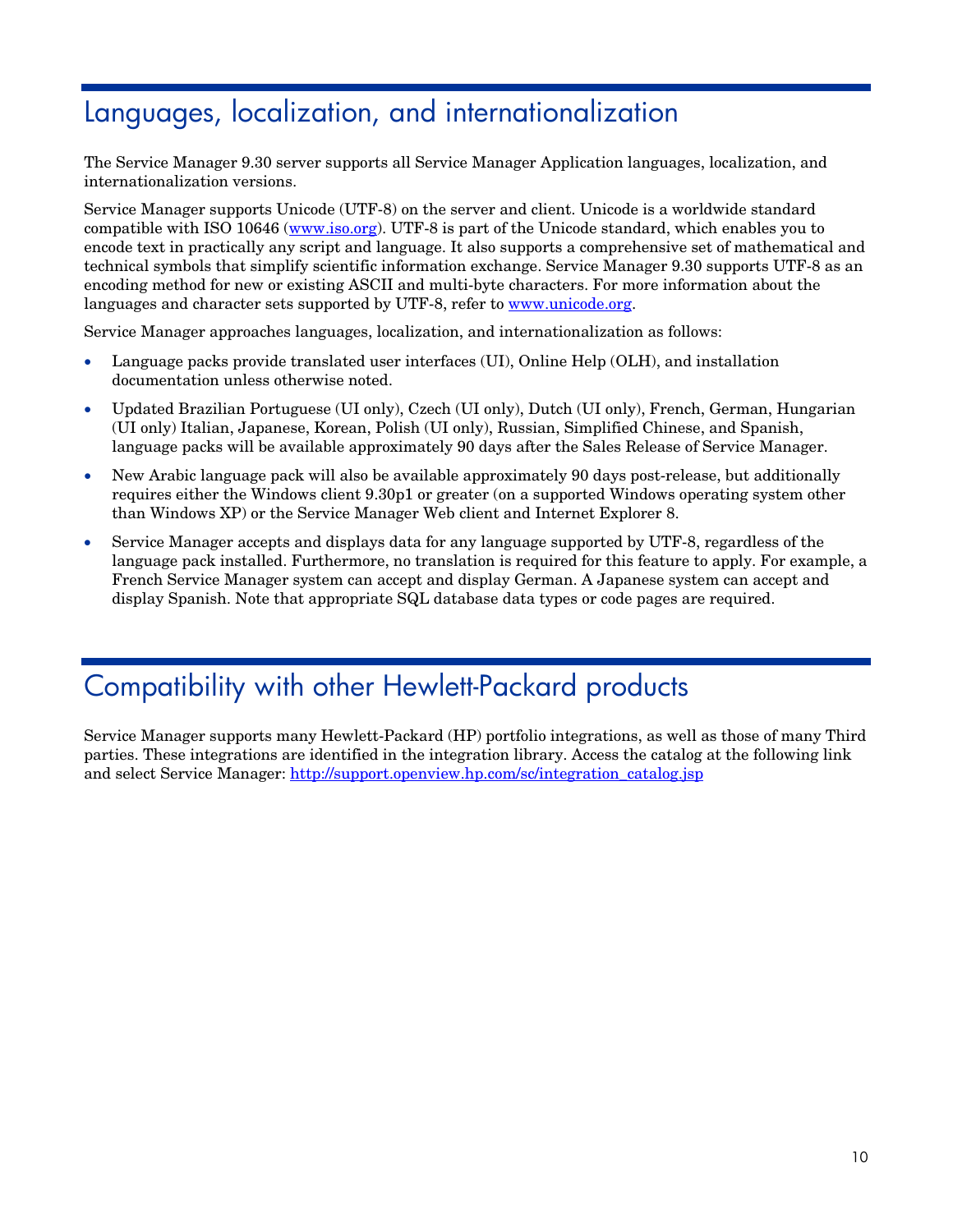# Languages, localization, and internationalization

The Service Manager 9.30 server supports all Service Manager Application languages, localization, and internationalization versions.

Service Manager supports Unicode (UTF-8) on the server and client. Unicode is a worldwide standard compatible with ISO 10646 ([www.iso.org](www.iso.org)). UTF-8 is part of the Unicode standard, which enables you to encode text in practically any script and language. It also supports a comprehensive set of mathematical and technical symbols that simplify scientific information exchange. Service Manager 9.30 supports UTF-8 as an encoding method for new or existing ASCII and multi-byte characters. For more information about the languages and character sets supported by UTF-8, refer to [www.unicode.org](www.unicode.org).

Service Manager approaches languages, localization, and internationalization as follows:

- Language packs provide translated user interfaces (UI), Online Help (OLH), and installation documentation unless otherwise noted.
- Updated Brazilian Portuguese (UI only), Czech (UI only), Dutch (UI only), French, German, Hungarian (UI only) Italian, Japanese, Korean, Polish (UI only), Russian, Simplified Chinese, and Spanish, language packs will be available approximately 90 days after the Sales Release of Service Manager.
- New Arabic language pack will also be available approximately 90 days post-release, but additionally requires either the Windows client 9.30p1 or greater (on a supported Windows operating system other than Windows XP) or the Service Manager Web client and Internet Explorer 8.
- Service Manager accepts and displays data for any language supported by UTF-8, regardless of the language pack installed. Furthermore, no translation is required for this feature to apply. For example, a French Service Manager system can accept and display German. A Japanese system can accept and display Spanish. Note that appropriate SQL database data types or code pages are required.

# Compatibility with other Hewlett-Packard products

Service Manager supports many Hewlett-Packard (HP) portfolio integrations, as well as those of many Third parties. These integrations are identified in the integration library. Access the catalog at the following link and select Service Manager: [http://support.openview.hp.com/sc/integration_catalog.jsp](http://support.openview.hp.com/sc/integration_catalog.jsp)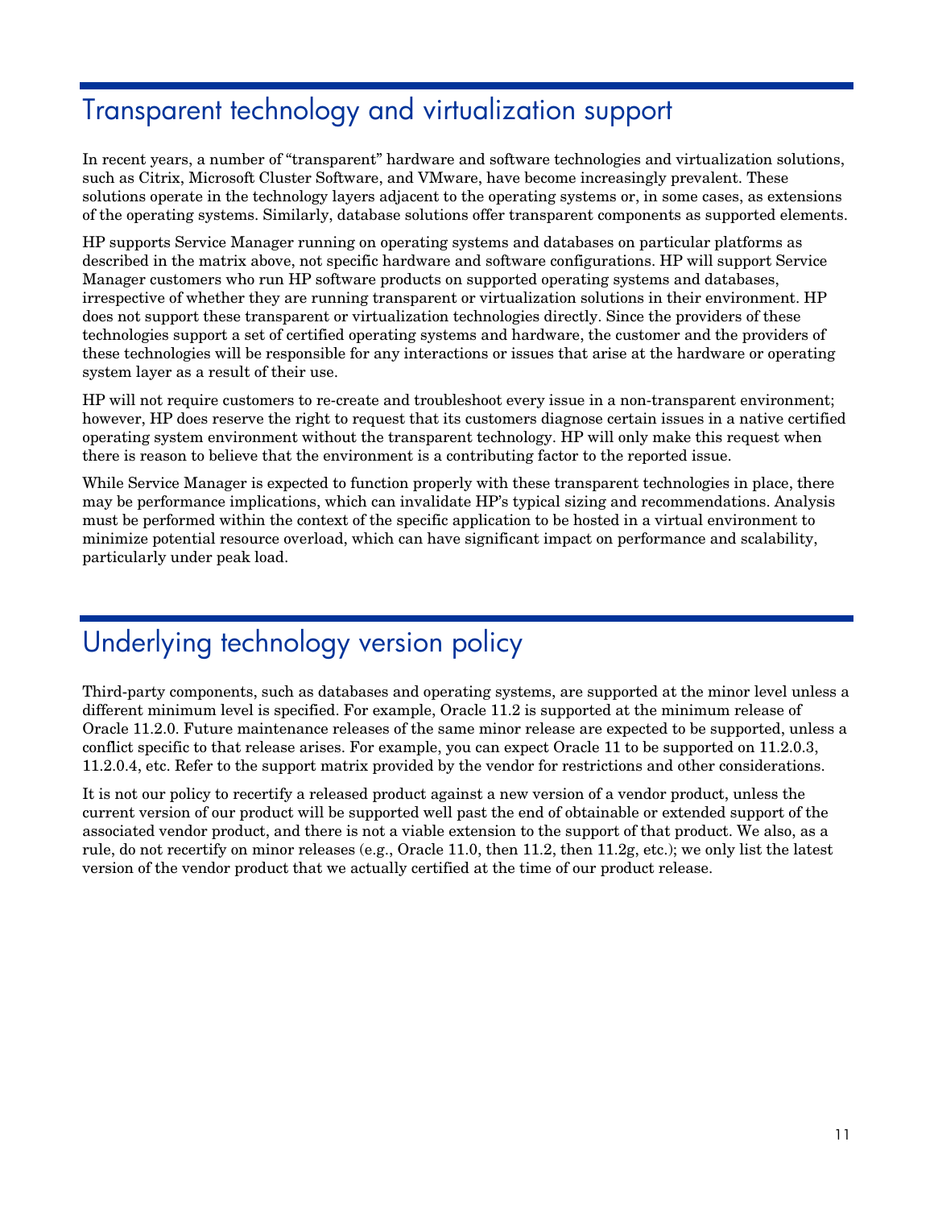# Transparent technology and virtualization support

In recent years, a number of "transparent" hardware and software technologies and virtualization solutions, such as Citrix, Microsoft Cluster Software, and VMware, have become increasingly prevalent. These solutions operate in the technology layers adjacent to the operating systems or, in some cases, as extensions of the operating systems. Similarly, database solutions offer transparent components as supported elements.

HP supports Service Manager running on operating systems and databases on particular platforms as described in the matrix above, not specific hardware and software configurations. HP will support Service Manager customers who run HP software products on supported operating systems and databases, irrespective of whether they are running transparent or virtualization solutions in their environment. HP does not support these transparent or virtualization technologies directly. Since the providers of these technologies support a set of certified operating systems and hardware, the customer and the providers of these technologies will be responsible for any interactions or issues that arise at the hardware or operating system layer as a result of their use.

HP will not require customers to re-create and troubleshoot every issue in a non-transparent environment; however, HP does reserve the right to request that its customers diagnose certain issues in a native certified operating system environment without the transparent technology. HP will only make this request when there is reason to believe that the environment is a contributing factor to the reported issue.

While Service Manager is expected to function properly with these transparent technologies in place, there may be performance implications, which can invalidate HP's typical sizing and recommendations. Analysis must be performed within the context of the specific application to be hosted in a virtual environment to minimize potential resource overload, which can have significant impact on performance and scalability, particularly under peak load.

# Underlying technology version policy

Third-party components, such as databases and operating systems, are supported at the minor level unless a different minimum level is specified. For example, Oracle 11.2 is supported at the minimum release of Oracle 11.2.0. Future maintenance releases of the same minor release are expected to be supported, unless a conflict specific to that release arises. For example, you can expect Oracle 11 to be supported on 11.2.0.3, 11.2.0.4, etc. Refer to the support matrix provided by the vendor for restrictions and other considerations.

It is not our policy to recertify a released product against a new version of a vendor product, unless the current version of our product will be supported well past the end of obtainable or extended support of the associated vendor product, and there is not a viable extension to the support of that product. We also, as a rule, do not recertify on minor releases (e.g., Oracle 11.0, then 11.2, then 11.2g, etc.); we only list the latest version of the vendor product that we actually certified at the time of our product release.